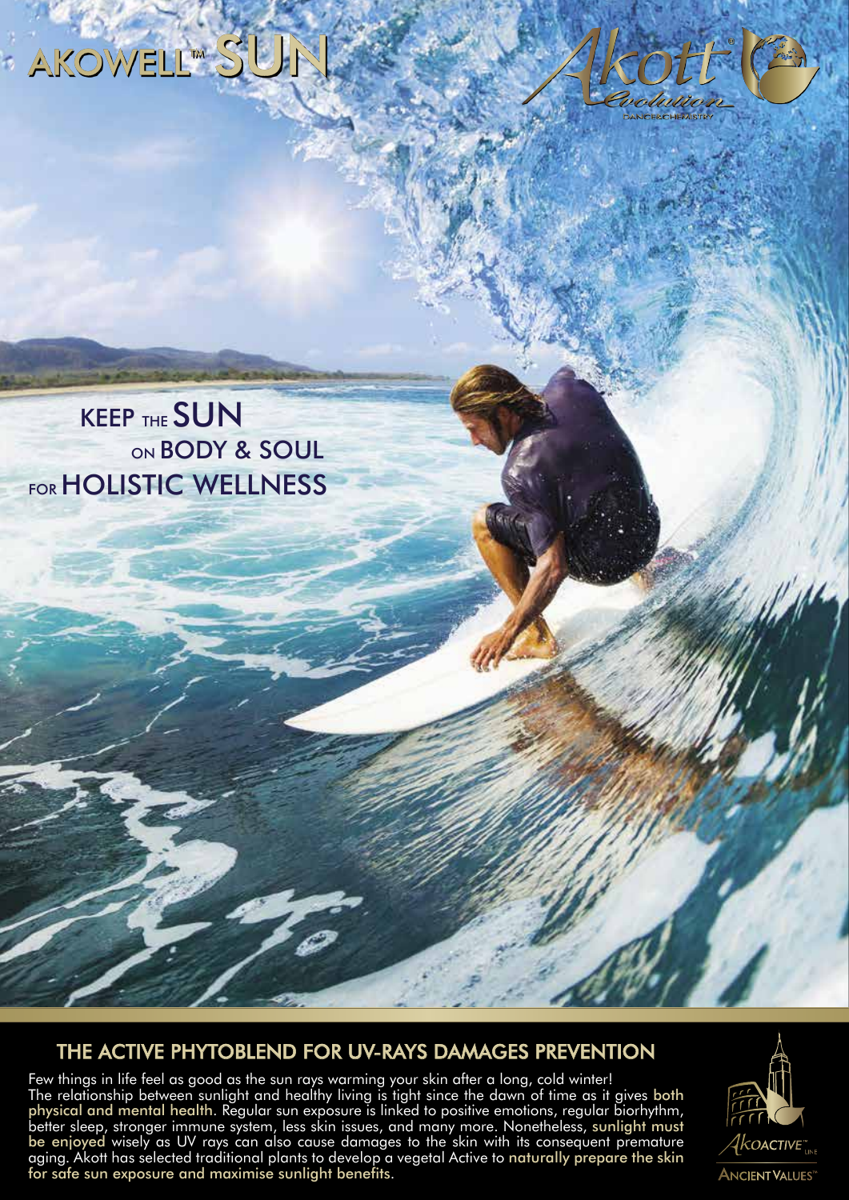# AKOWELL™ SUN

Akott® Evolution

DANCE&CHEMISTRY

KEEP THE SUN ON BODY & SOUL FOR HOLISTIC WELLNESS

## THE ACTIVE PHYTOBLEND FOR UV-RAYS DAMAGES PREVENTION

Few things in life feel as good as the sun rays warming your skin after a long, cold winter! The relationship between sunlight and healthy living is tight since the dawn of time as it gives **both physical and mental health**. Regular sun exposure is linked to positive emotions, regular biorhythm, better sleep, stronger immune system, less skin issues, and many more. Nonetheless, **sunlight must be enjoyed** wisely as UV rays can also cause damages to the skin with its consequent premature aging. Akott has selected traditional plants to develop a vegetal Active to **naturally prepare the skin for safe sun exposure and maximise sunlight benefits**.

AKOACTIVE™ LINE

ANCIENT VALUES™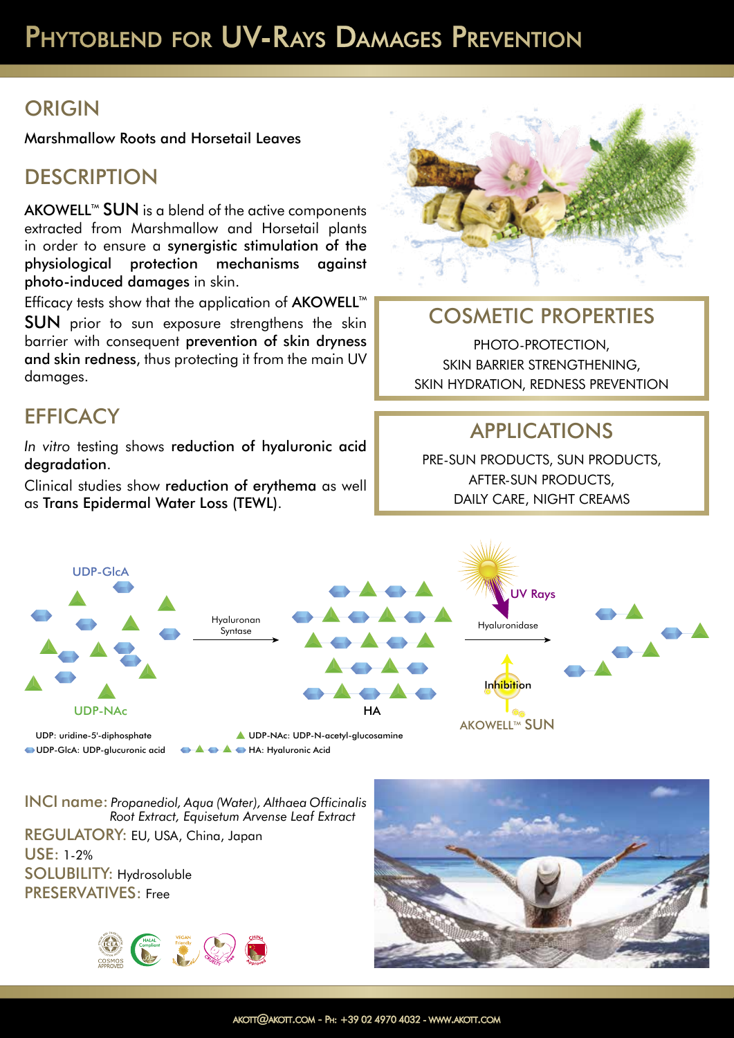# Phytoblend for UV-Rays Damages Prevention

## ORIGIN

Marshmallow Roots and Horsetail Leaves

## DESCRIPTION

**AKOWELL™ SUN** is a blend of the active components extracted from Marshmallow and Horsetail plants in order to ensure a **synergistic stimulation of the physiological protection mechanisms against photo-induced damages** in skin.

Efficacy tests show that the application of **AKOWELL™ SUN** prior to sun exposure strengthens the skin barrier with consequent **prevention of skin dryness and skin redness**, thus protecting it from the main UV damages.

## EFFICACY

*In vitro* testing shows **reduction of hyaluronic acid degradation**.

Clinical studies show **reduction of erythema** as well as **Trans Epidermal Water Loss (TEWL)**.

## COSMETIC PROPERTIES

PHOTO-PROTECTION,
SKIN BARRIER STRENGTHENING,
SKIN HYDRATION, REDNESS PREVENTION

## APPLICATIONS

PRE-SUN PRODUCTS, SUN PRODUCTS,
AFTER-SUN PRODUCTS,
DAILY CARE, NIGHT CREAMS

UDP-GlcA

UDP-NAc

Hyaluronan Syntase

HA

UV Rays

Hyaluronidase

Inhibition

AKOWELL™ SUN

UDP: uridine-5'-diphosphate

UDP-NAc: UDP-N-acetyl-glucosamine

UDP-GlcA: UDP-glucuronic acid

HA: Hyaluronic Acid

**INCI name:** *Propanediol, Aqua (Water), Althaea Officinalis Root Extract, Equisetum Arvense Leaf Extract*

**REGULATORY:** EU, USA, China, Japan

**USE:** 1-2%

**SOLUBILITY:** Hydrosoluble

**PRESERVATIVES:** Free

AKOTT@AKOTT.COM - PH: +39 02 4970 4032 - WWW.AKOTT.COM